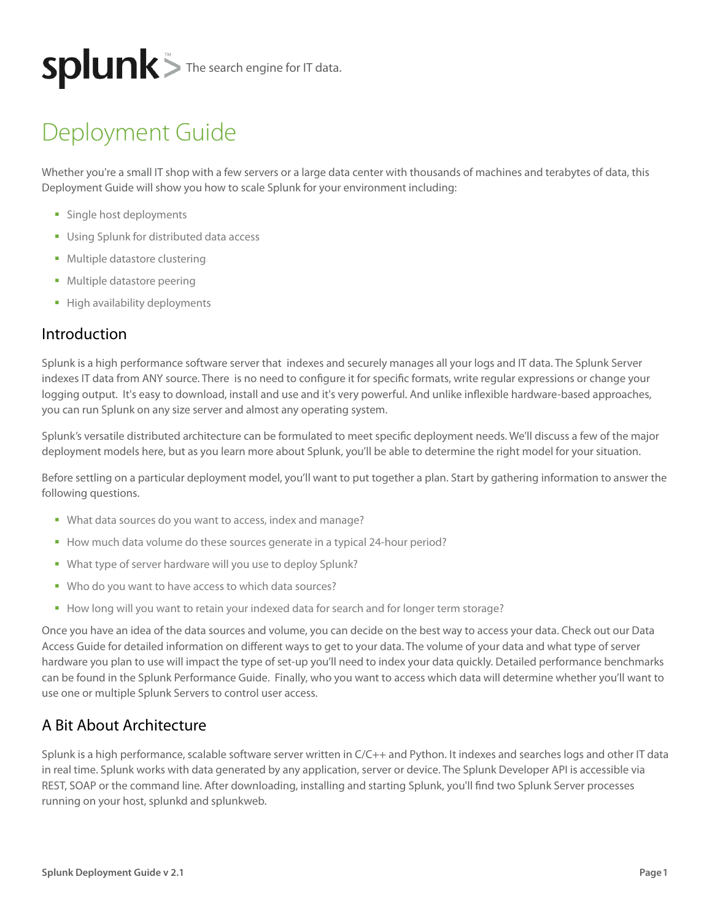splunk> The search engine for IT data.

# Deployment Guide

Whether you're a small IT shop with a few servers or a large data center with thousands of machines and terabytes of data, this Deployment Guide will show you how to scale Splunk for your environment including:

- Single host deployments
- Using Splunk for distributed data access
- Multiple datastore clustering
- Multiple datastore peering
- High availability deployments

## Introduction

Splunk is a high performance software server that indexes and securely manages all your logs and IT data. The Splunk Server indexes IT data from ANY source. There is no need to configure it for specific formats, write regular expressions or change your logging output. It's easy to download, install and use and it's very powerful. And unlike inflexible hardware-based approaches, you can run Splunk on any size server and almost any operating system.

Splunk's versatile distributed architecture can be formulated to meet specific deployment needs. We'll discuss a few of the major deployment models here, but as you learn more about Splunk, you'll be able to determine the right model for your situation.

Before settling on a particular deployment model, you'll want to put together a plan. Start by gathering information to answer the following questions.

- What data sources do you want to access, index and manage?
- How much data volume do these sources generate in a typical 24-hour period?
- What type of server hardware will you use to deploy Splunk?
- Who do you want to have access to which data sources?
- How long will you want to retain your indexed data for search and for longer term storage?

Once you have an idea of the data sources and volume, you can decide on the best way to access your data. Check out our Data Access Guide for detailed information on different ways to get to your data. The volume of your data and what type of server hardware you plan to use will impact the type of set-up you'll need to index your data quickly. Detailed performance benchmarks can be found in the Splunk Performance Guide. Finally, who you want to access which data will determine whether you'll want to use one or multiple Splunk Servers to control user access.

## A Bit About Architecture

Splunk is a high performance, scalable software server written in C/C++ and Python. It indexes and searches logs and other IT data in real time. Splunk works with data generated by any application, server or device. The Splunk Developer API is accessible via REST, SOAP or the command line. After downloading, installing and starting Splunk, you'll find two Splunk Server processes running on your host, splunkd and splunkweb.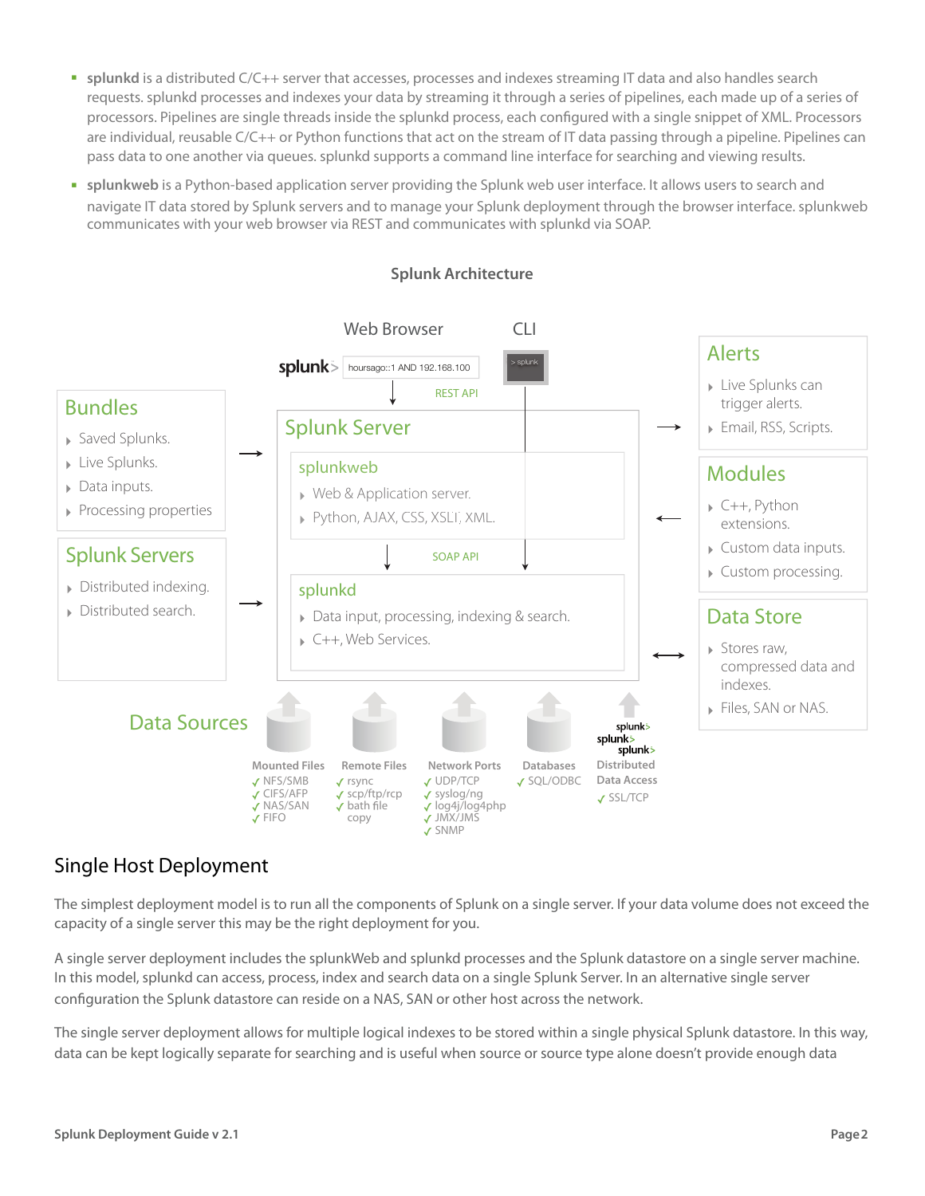- **splunkd** is a distributed C/C++ server that accesses, processes and indexes streaming IT data and also handles search requests. splunkd processes and indexes your data by streaming it through a series of pipelines, each made up of a series of processors. Pipelines are single threads inside the splunkd process, each configured with a single snippet of XML. Processors are individual, reusable C/C++ or Python functions that act on the stream of IT data passing through a pipeline. Pipelines can pass data to one another via queues. splunkd supports a command line interface for searching and viewing results.
- **splunkweb** is a Python-based application server providing the Splunk web user interface. It allows users to search and navigate IT data stored by Splunk servers and to manage your Splunk deployment through the browser interface. splunkweb communicates with your web browser via REST and communicates with splunkd via SOAP.

**Splunk Architecture**

Web Browser — splunk> hoursago::1 AND 192.168.100 — REST API

CLI — > splunk

**Bundles**
- Saved Splunks.
- Live Splunks.
- Data inputs.
- Processing properties

**Splunk Servers**
- Distributed indexing.
- Distributed search.

**Splunk Server**

**splunkweb**
- Web & Application server.
- Python, AJAX, CSS, XSLT, XML.

SOAP API

**splunkd**
- Data input, processing, indexing & search.
- C++, Web Services.

**Alerts**
- Live Splunks can trigger alerts.
- Email, RSS, Scripts.

**Modules**
- C++, Python extensions.
- Custom data inputs.
- Custom processing.

**Data Store**
- Stores raw, compressed data and indexes.
- Files, SAN or NAS.

**Data Sources**

| Mounted Files | Remote Files | Network Ports | Databases | Distributed Data Access |
|---|---|---|---|---|
| ✓ NFS/SMB | ✓ rsync | ✓ UDP/TCP | ✓ SQL/ODBC | ✓ SSL/TCP |
| ✓ CIFS/AFP | ✓ scp/ftp/rcp | ✓ syslog/ng | | |
| ✓ NAS/SAN | ✓ bath file copy | ✓ log4j/log4php | | |
| ✓ FIFO | | ✓ JMX/JMS | | |
| | | ✓ SNMP | | |

## Single Host Deployment

The simplest deployment model is to run all the components of Splunk on a single server. If your data volume does not exceed the capacity of a single server this may be the right deployment for you.

A single server deployment includes the splunkWeb and splunkd processes and the Splunk datastore on a single server machine. In this model, splunkd can access, process, index and search data on a single Splunk Server. In an alternative single server configuration the Splunk datastore can reside on a NAS, SAN or other host across the network.

The single server deployment allows for multiple logical indexes to be stored within a single physical Splunk datastore. In this way, data can be kept logically separate for searching and is useful when source or source type alone doesn't provide enough data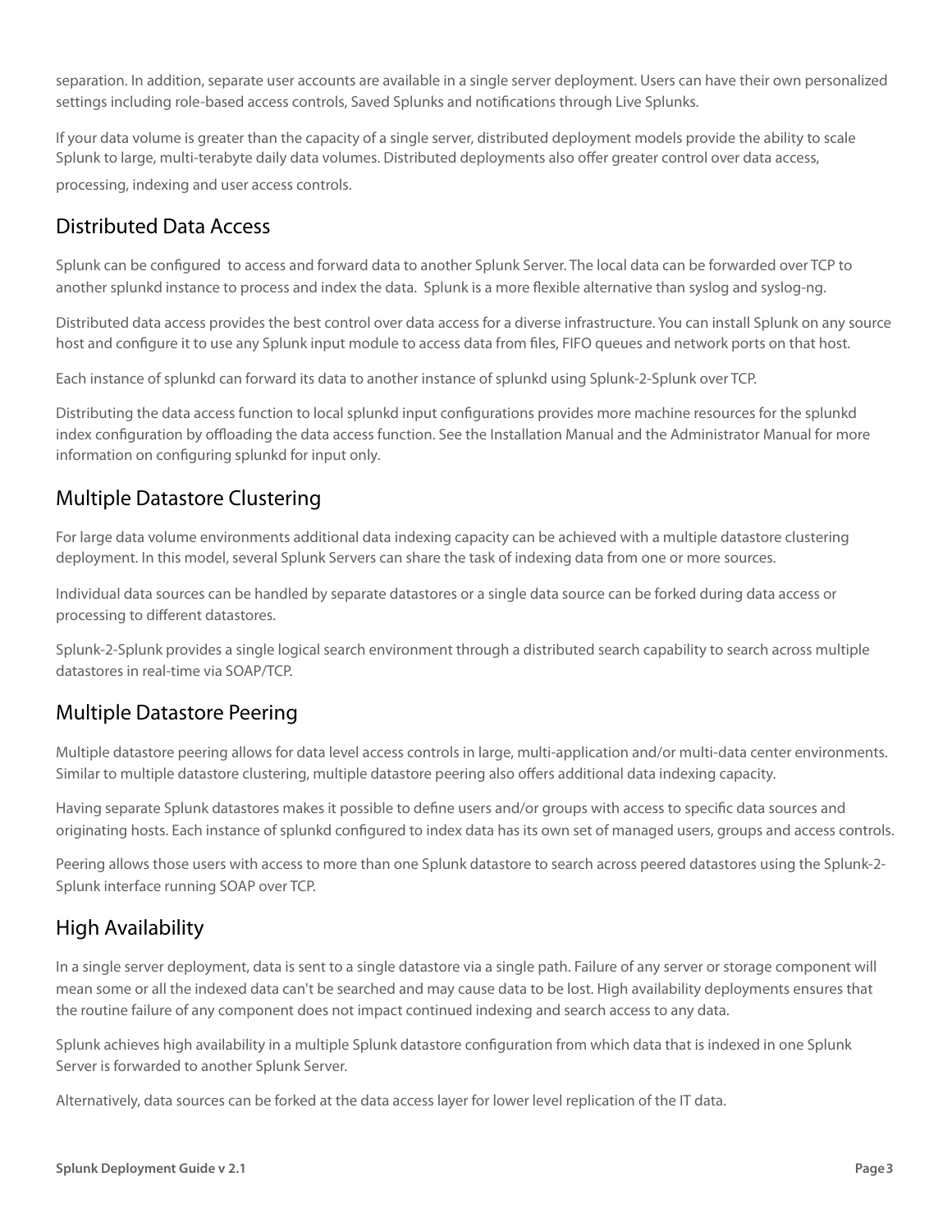separation. In addition, separate user accounts are available in a single server deployment. Users can have their own personalized settings including role-based access controls, Saved Splunks and notifications through Live Splunks.

If your data volume is greater than the capacity of a single server, distributed deployment models provide the ability to scale Splunk to large, multi-terabyte daily data volumes. Distributed deployments also offer greater control over data access, processing, indexing and user access controls.

## Distributed Data Access

Splunk can be configured to access and forward data to another Splunk Server. The local data can be forwarded over TCP to another splunkd instance to process and index the data. Splunk is a more flexible alternative than syslog and syslog-ng.

Distributed data access provides the best control over data access for a diverse infrastructure. You can install Splunk on any source host and configure it to use any Splunk input module to access data from files, FIFO queues and network ports on that host.

Each instance of splunkd can forward its data to another instance of splunkd using Splunk-2-Splunk over TCP.

Distributing the data access function to local splunkd input configurations provides more machine resources for the splunkd index configuration by offloading the data access function. See the Installation Manual and the Administrator Manual for more information on configuring splunkd for input only.

## Multiple Datastore Clustering

For large data volume environments additional data indexing capacity can be achieved with a multiple datastore clustering deployment. In this model, several Splunk Servers can share the task of indexing data from one or more sources.

Individual data sources can be handled by separate datastores or a single data source can be forked during data access or processing to different datastores.

Splunk-2-Splunk provides a single logical search environment through a distributed search capability to search across multiple datastores in real-time via SOAP/TCP.

## Multiple Datastore Peering

Multiple datastore peering allows for data level access controls in large, multi-application and/or multi-data center environments. Similar to multiple datastore clustering, multiple datastore peering also offers additional data indexing capacity.

Having separate Splunk datastores makes it possible to define users and/or groups with access to specific data sources and originating hosts. Each instance of splunkd configured to index data has its own set of managed users, groups and access controls.

Peering allows those users with access to more than one Splunk datastore to search across peered datastores using the Splunk-2-Splunk interface running SOAP over TCP.

## High Availability

In a single server deployment, data is sent to a single datastore via a single path. Failure of any server or storage component will mean some or all the indexed data can't be searched and may cause data to be lost. High availability deployments ensures that the routine failure of any component does not impact continued indexing and search access to any data.

Splunk achieves high availability in a multiple Splunk datastore configuration from which data that is indexed in one Splunk Server is forwarded to another Splunk Server.

Alternatively, data sources can be forked at the data access layer for lower level replication of the IT data.